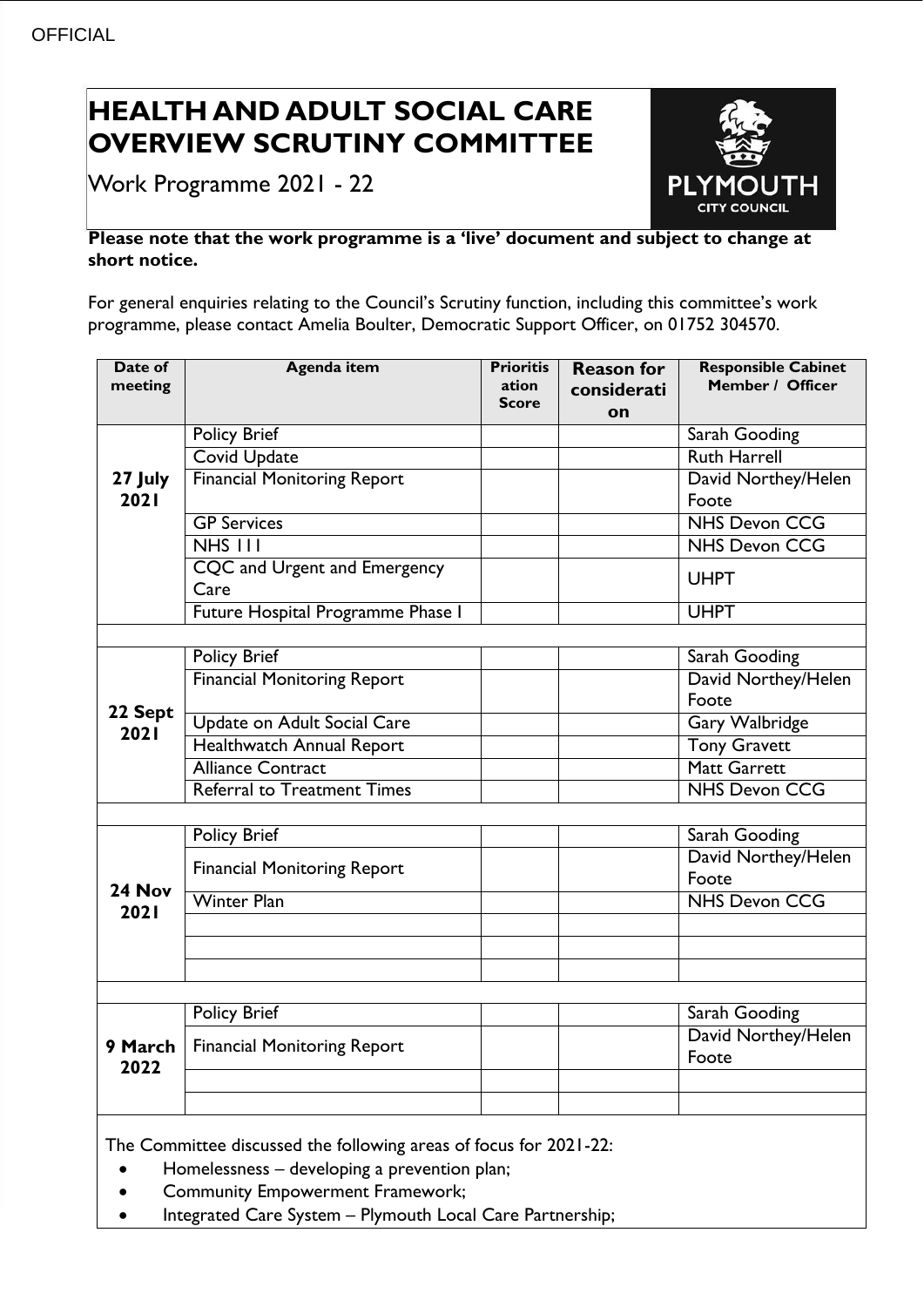OFFICIAL

# HEALTH AND ADULT SOCIAL CARE OVERVIEW SCRUTINY COMMITTEE

Work Programme 2021 - 22

**Please note that the work programme is a 'live' document and subject to change at short notice.**

For general enquiries relating to the Council's Scrutiny function, including this committee's work programme, please contact Amelia Boulter, Democratic Support Officer, on 01752 304570.

| Date of meeting | Agenda item | Prioritisation Score | Reason for consideration | Responsible Cabinet Member / Officer |
|---|---|---|---|---|
| **27 July 2021** | Policy Brief | | | Sarah Gooding |
| | Covid Update | | | Ruth Harrell |
| | Financial Monitoring Report | | | David Northey/Helen Foote |
| | GP Services | | | NHS Devon CCG |
| | NHS 111 | | | NHS Devon CCG |
| | CQC and Urgent and Emergency Care | | | UHPT |
| | Future Hospital Programme Phase 1 | | | UHPT |
| | | | | |
| **22 Sept 2021** | Policy Brief | | | Sarah Gooding |
| | Financial Monitoring Report | | | David Northey/Helen Foote |
| | Update on Adult Social Care | | | Gary Walbridge |
| | Healthwatch Annual Report | | | Tony Gravett |
| | Alliance Contract | | | Matt Garrett |
| | Referral to Treatment Times | | | NHS Devon CCG |
| | | | | |
| **24 Nov 2021** | Policy Brief | | | Sarah Gooding |
| | Financial Monitoring Report | | | David Northey/Helen Foote |
| | Winter Plan | | | NHS Devon CCG |
| | | | | |
| | | | | |
| | | | | |
| | | | | |
| **9 March 2022** | Policy Brief | | | Sarah Gooding |
| | Financial Monitoring Report | | | David Northey/Helen Foote |
| | | | | |
| | | | | |

The Committee discussed the following areas of focus for 2021-22:

- Homelessness – developing a prevention plan;
- Community Empowerment Framework;
- Integrated Care System – Plymouth Local Care Partnership;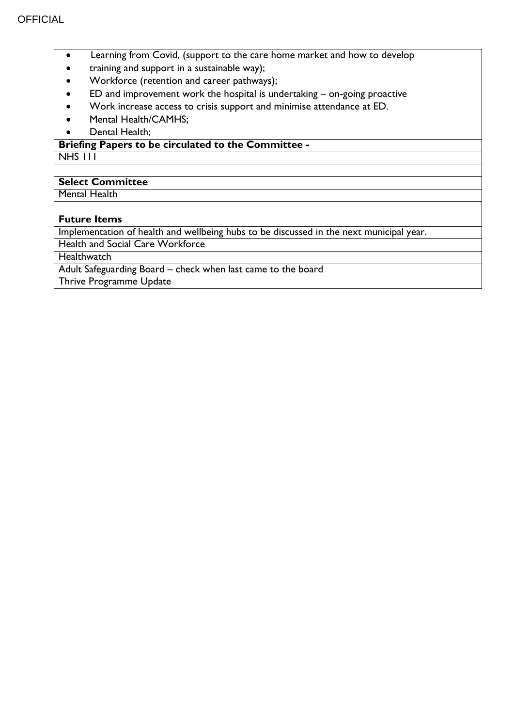OFFICIAL

- Learning from Covid, (support to the care home market and how to develop
- training and support in a sustainable way);
- Workforce (retention and career pathways);
- ED and improvement work the hospital is undertaking – on-going proactive
- Work increase access to crisis support and minimise attendance at ED.
- Mental Health/CAMHS;
- Dental Health;

| |
|---|
| **Briefing Papers to be circulated to the Committee -** |
| NHS 111 |
| |
| **Select Committee** |
| Mental Health |
| |
| **Future Items** |
| Implementation of health and wellbeing hubs to be discussed in the next municipal year. |
| Health and Social Care Workforce |
| Healthwatch |
| Adult Safeguarding Board – check when last came to the board |
| Thrive Programme Update |